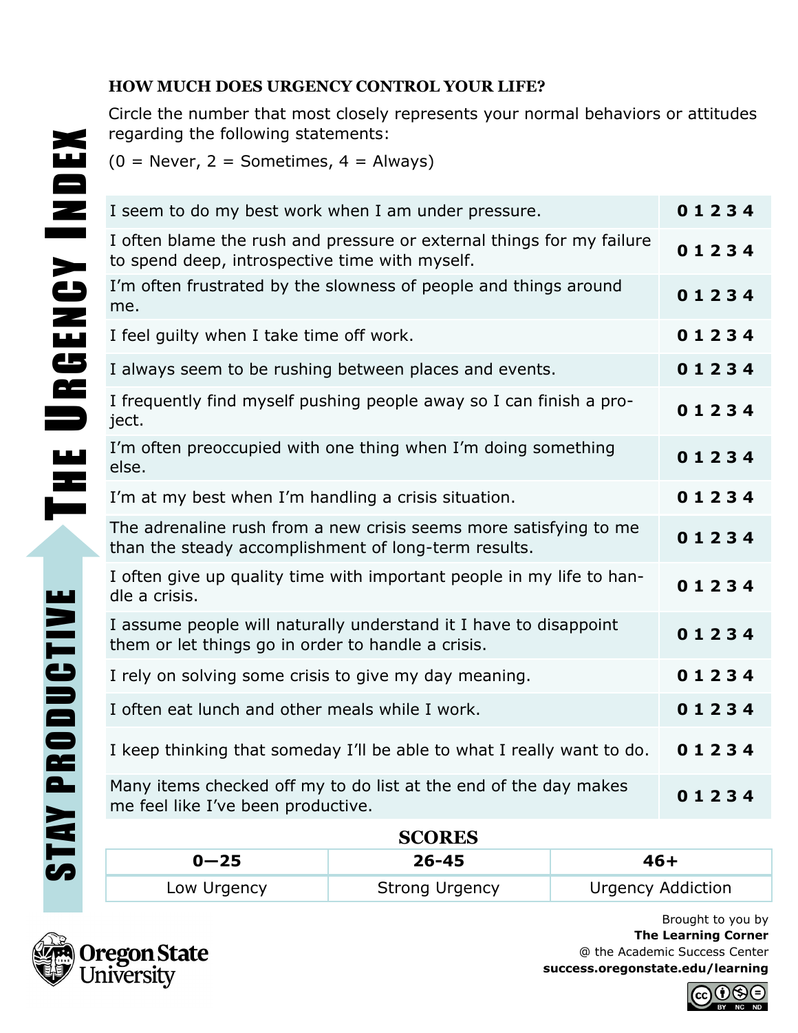# The Urgency Index

## Stay Productive

### HOW MUCH DOES URGENCY CONTROL YOUR LIFE?

Circle the number that most closely represents your normal behaviors or attitudes regarding the following statements:

(0 = Never, 2 = Sometimes, 4 = Always)

| Statement | Rating |
|---|---|
| I seem to do my best work when I am under pressure. | **0 1 2 3 4** |
| I often blame the rush and pressure or external things for my failure to spend deep, introspective time with myself. | **0 1 2 3 4** |
| I'm often frustrated by the slowness of people and things around me. | **0 1 2 3 4** |
| I feel guilty when I take time off work. | **0 1 2 3 4** |
| I always seem to be rushing between places and events. | **0 1 2 3 4** |
| I frequently find myself pushing people away so I can finish a project. | **0 1 2 3 4** |
| I'm often preoccupied with one thing when I'm doing something else. | **0 1 2 3 4** |
| I'm at my best when I'm handling a crisis situation. | **0 1 2 3 4** |
| The adrenaline rush from a new crisis seems more satisfying to me than the steady accomplishment of long-term results. | **0 1 2 3 4** |
| I often give up quality time with important people in my life to handle a crisis. | **0 1 2 3 4** |
| I assume people will naturally understand it I have to disappoint them or let things go in order to handle a crisis. | **0 1 2 3 4** |
| I rely on solving some crisis to give my day meaning. | **0 1 2 3 4** |
| I often eat lunch and other meals while I work. | **0 1 2 3 4** |
| I keep thinking that someday I'll be able to what I really want to do. | **0 1 2 3 4** |
| Many items checked off my to do list at the end of the day makes me feel like I've been productive. | **0 1 2 3 4** |

### SCORES

| 0—25 | 26-45 | 46+ |
|---|---|---|
| Low Urgency | Strong Urgency | Urgency Addiction |

Oregon State University

Brought to you by
**The Learning Corner**
@ the Academic Success Center
**success.oregonstate.edu/learning**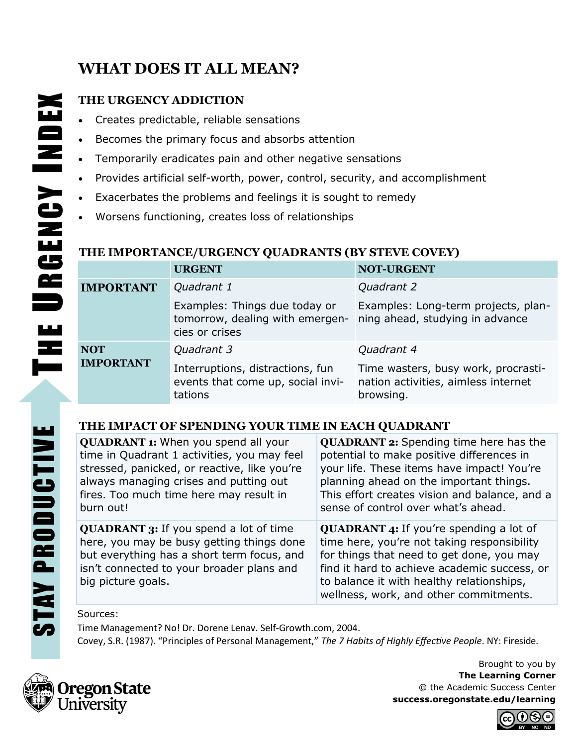# WHAT DOES IT ALL MEAN?

## THE URGENCY ADDICTION

- Creates predictable, reliable sensations
- Becomes the primary focus and absorbs attention
- Temporarily eradicates pain and other negative sensations
- Provides artificial self-worth, power, control, security, and accomplishment
- Exacerbates the problems and feelings it is sought to remedy
- Worsens functioning, creates loss of relationships

## THE IMPORTANCE/URGENCY QUADRANTS (BY STEVE COVEY)

| | URGENT | NOT-URGENT |
|---|---|---|
| **IMPORTANT** | *Quadrant 1*<br>Examples: Things due today or tomorrow, dealing with emergencies or crises | *Quadrant 2*<br>Examples: Long-term projects, planning ahead, studying in advance |
| **NOT IMPORTANT** | *Quadrant 3*<br>Interruptions, distractions, fun events that come up, social invitations | *Quadrant 4*<br>Time wasters, busy work, procrastination activities, aimless internet browsing. |

## THE IMPACT OF SPENDING YOUR TIME IN EACH QUADRANT

| | |
|---|---|
| **QUADRANT 1:** When you spend all your time in Quadrant 1 activities, you may feel stressed, panicked, or reactive, like you're always managing crises and putting out fires. Too much time here may result in burn out! | **QUADRANT 2:** Spending time here has the potential to make positive differences in your life. These items have impact! You're planning ahead on the important things. This effort creates vision and balance, and a sense of control over what's ahead. |
| **QUADRANT 3:** If you spend a lot of time here, you may be busy getting things done but everything has a short term focus, and isn't connected to your broader plans and big picture goals. | **QUADRANT 4:** If you're spending a lot of time here, you're not taking responsibility for things that need to get done, you may find it hard to achieve academic success, or to balance it with healthy relationships, wellness, work, and other commitments. |

Sources:

Time Management? No! Dr. Dorene Lenav. Self-Growth.com, 2004.

Covey, S.R. (1987). "Principles of Personal Management," *The 7 Habits of Highly Effective People*. NY: Fireside.

Brought to you by
**The Learning Corner**
@ the Academic Success Center
**success.oregonstate.edu/learning**